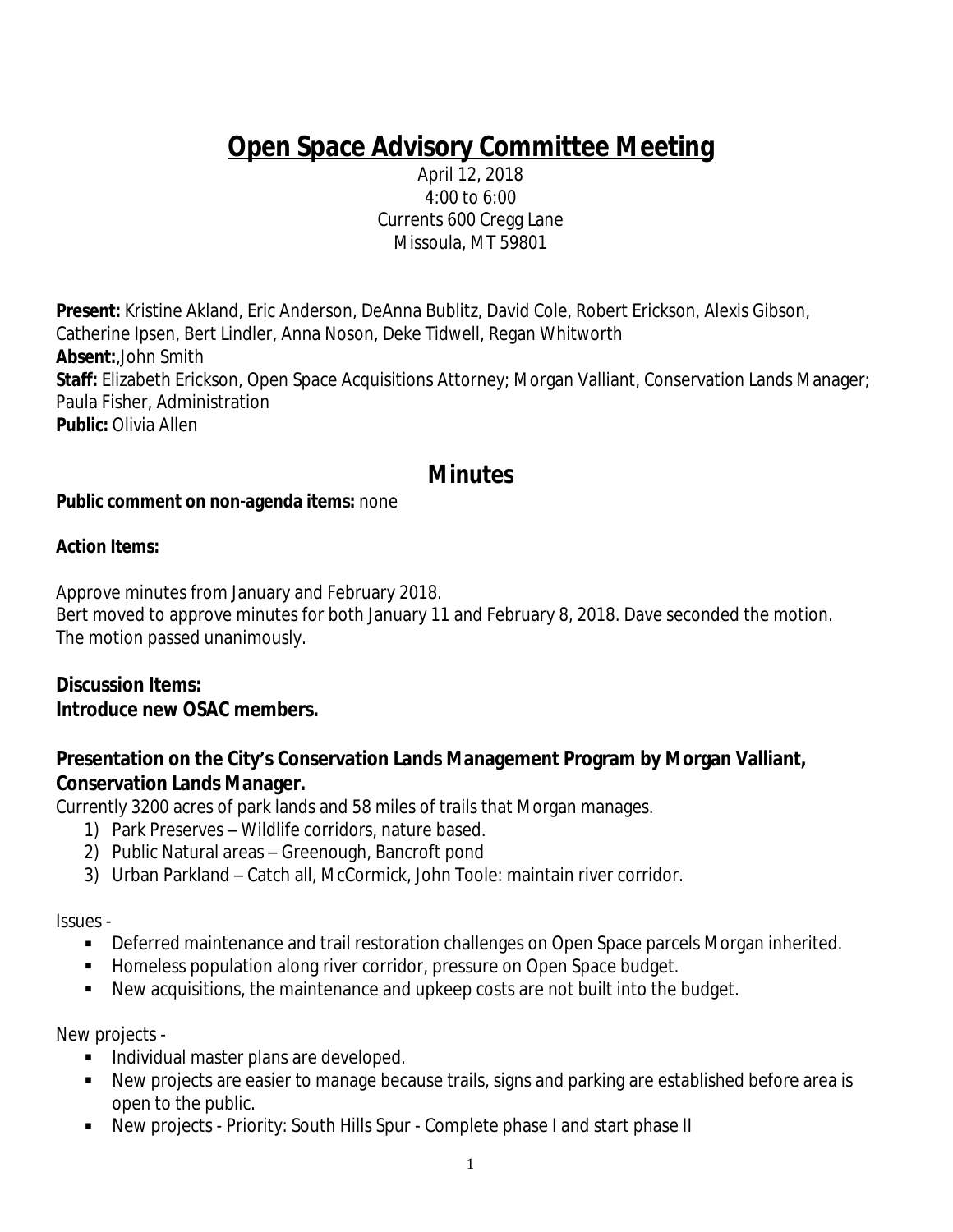# Open Space Advisory Committee Meeting

April 12, 2018
4:00 to 6:00
Currents 600 Cregg Lane
Missoula, MT 59801

**Present:** Kristine Akland, Eric Anderson, DeAnna Bublitz, David Cole, Robert Erickson, Alexis Gibson, Catherine Ipsen, Bert Lindler, Anna Noson, Deke Tidwell, Regan Whitworth
**Absent:**,John Smith
**Staff:** Elizabeth Erickson, Open Space Acquisitions Attorney; Morgan Valliant, Conservation Lands Manager; Paula Fisher, Administration
**Public:** Olivia Allen

## Minutes

**Public comment on non-agenda items:** none

**Action Items:**

Approve minutes from January and February 2018.
Bert moved to approve minutes for both January 11 and February 8, 2018. Dave seconded the motion. The motion passed unanimously.

**Discussion Items:**
**Introduce new OSAC members.**

**Presentation on the City's Conservation Lands Management Program by Morgan Valliant, Conservation Lands Manager.**
Currently 3200 acres of park lands and 58 miles of trails that Morgan manages.

1) Park Preserves – Wildlife corridors, nature based.
2) Public Natural areas – Greenough, Bancroft pond
3) Urban Parkland – Catch all, McCormick, John Toole: maintain river corridor.

Issues -

- Deferred maintenance and trail restoration challenges on Open Space parcels Morgan inherited.
- Homeless population along river corridor, pressure on Open Space budget.
- New acquisitions, the maintenance and upkeep costs are not built into the budget.

New projects -

- Individual master plans are developed.
- New projects are easier to manage because trails, signs and parking are established before area is open to the public.
- New projects - Priority: South Hills Spur - Complete phase I and start phase II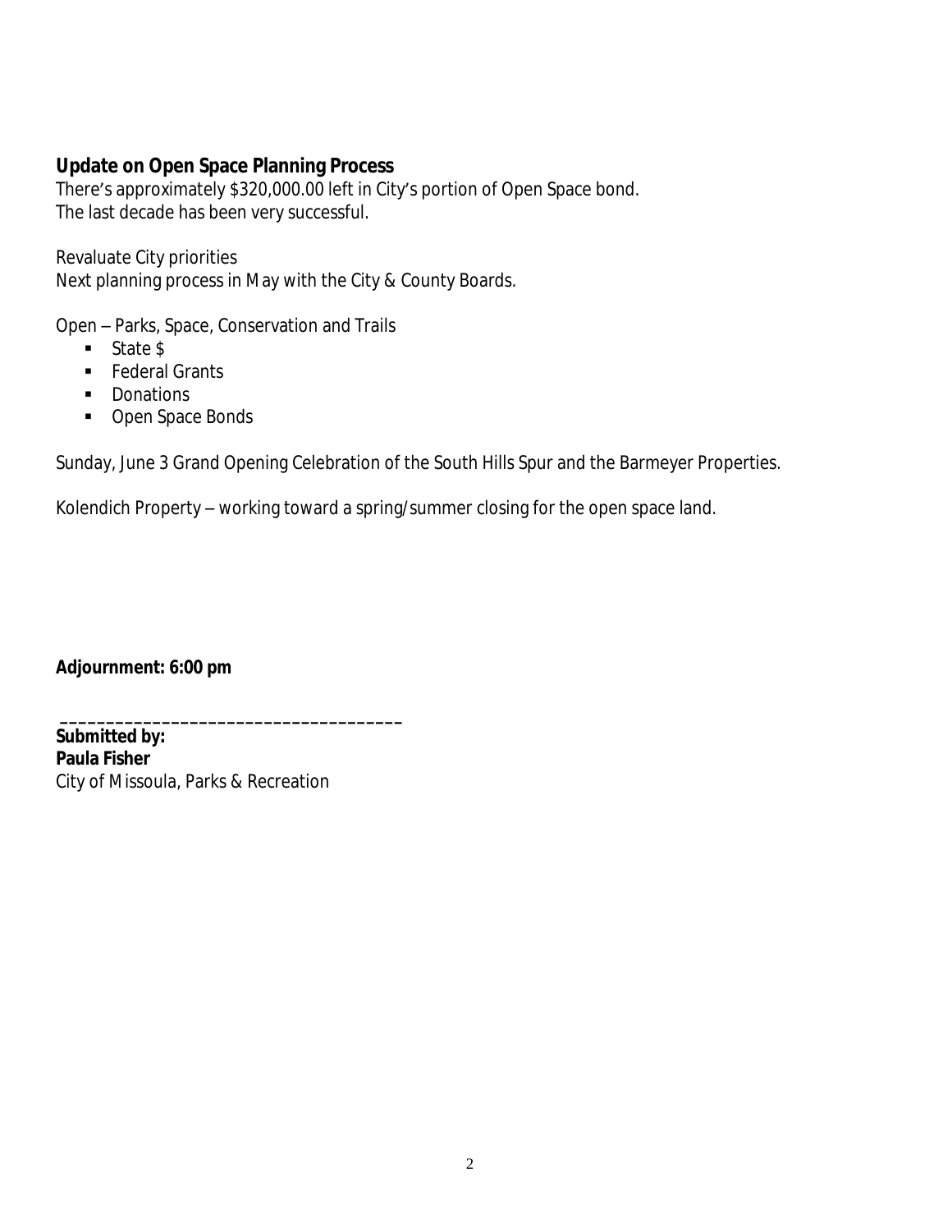**Update on Open Space Planning Process**

There's approximately $320,000.00 left in City's portion of Open Space bond.
The last decade has been very successful.

Revaluate City priorities
Next planning process in May with the City & County Boards.

Open – Parks, Space, Conservation and Trails

- State $
- Federal Grants
- Donations
- Open Space Bonds

Sunday, June 3 Grand Opening Celebration of the South Hills Spur and the Barmeyer Properties.

Kolendich Property – working toward a spring/summer closing for the open space land.

**Adjournment: 6:00 pm**

_____________________________________

**Submitted by:**
**Paula Fisher**
City of Missoula, Parks & Recreation